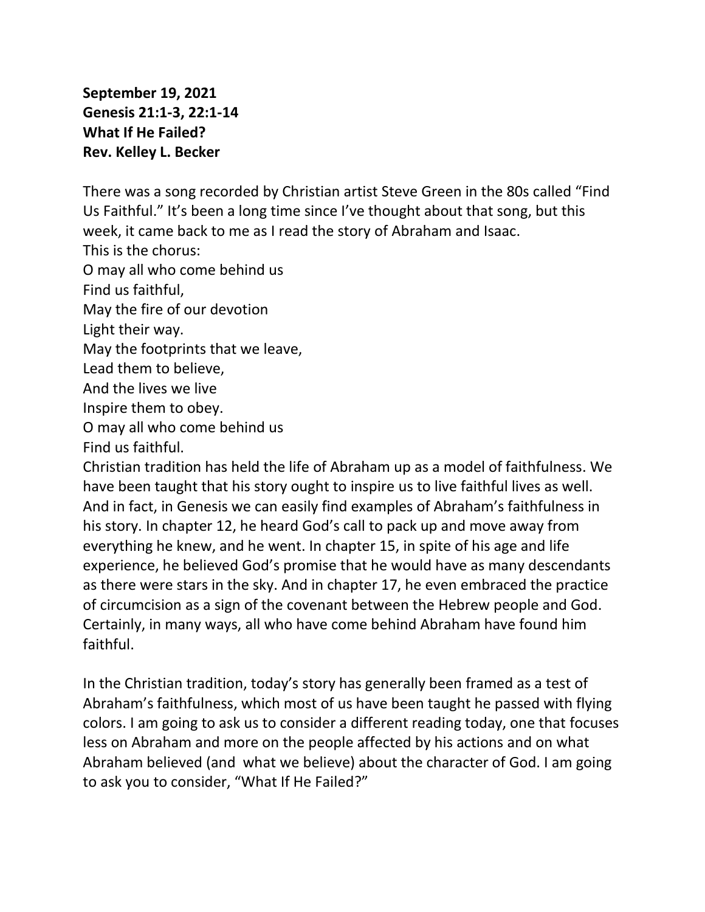**September 19, 2021**
**Genesis 21:1-3, 22:1-14**
**What If He Failed?**
**Rev. Kelley L. Becker**

There was a song recorded by Christian artist Steve Green in the 80s called "Find Us Faithful." It's been a long time since I've thought about that song, but this week, it came back to me as I read the story of Abraham and Isaac.
This is the chorus:
O may all who come behind us
Find us faithful,
May the fire of our devotion
Light their way.
May the footprints that we leave,
Lead them to believe,
And the lives we live
Inspire them to obey.
O may all who come behind us
Find us faithful.
Christian tradition has held the life of Abraham up as a model of faithfulness. We have been taught that his story ought to inspire us to live faithful lives as well. And in fact, in Genesis we can easily find examples of Abraham's faithfulness in his story. In chapter 12, he heard God's call to pack up and move away from everything he knew, and he went. In chapter 15, in spite of his age and life experience, he believed God's promise that he would have as many descendants as there were stars in the sky. And in chapter 17, he even embraced the practice of circumcision as a sign of the covenant between the Hebrew people and God. Certainly, in many ways, all who have come behind Abraham have found him faithful.

In the Christian tradition, today's story has generally been framed as a test of Abraham's faithfulness, which most of us have been taught he passed with flying colors. I am going to ask us to consider a different reading today, one that focuses less on Abraham and more on the people affected by his actions and on what Abraham believed (and what we believe) about the character of God. I am going to ask you to consider, "What If He Failed?"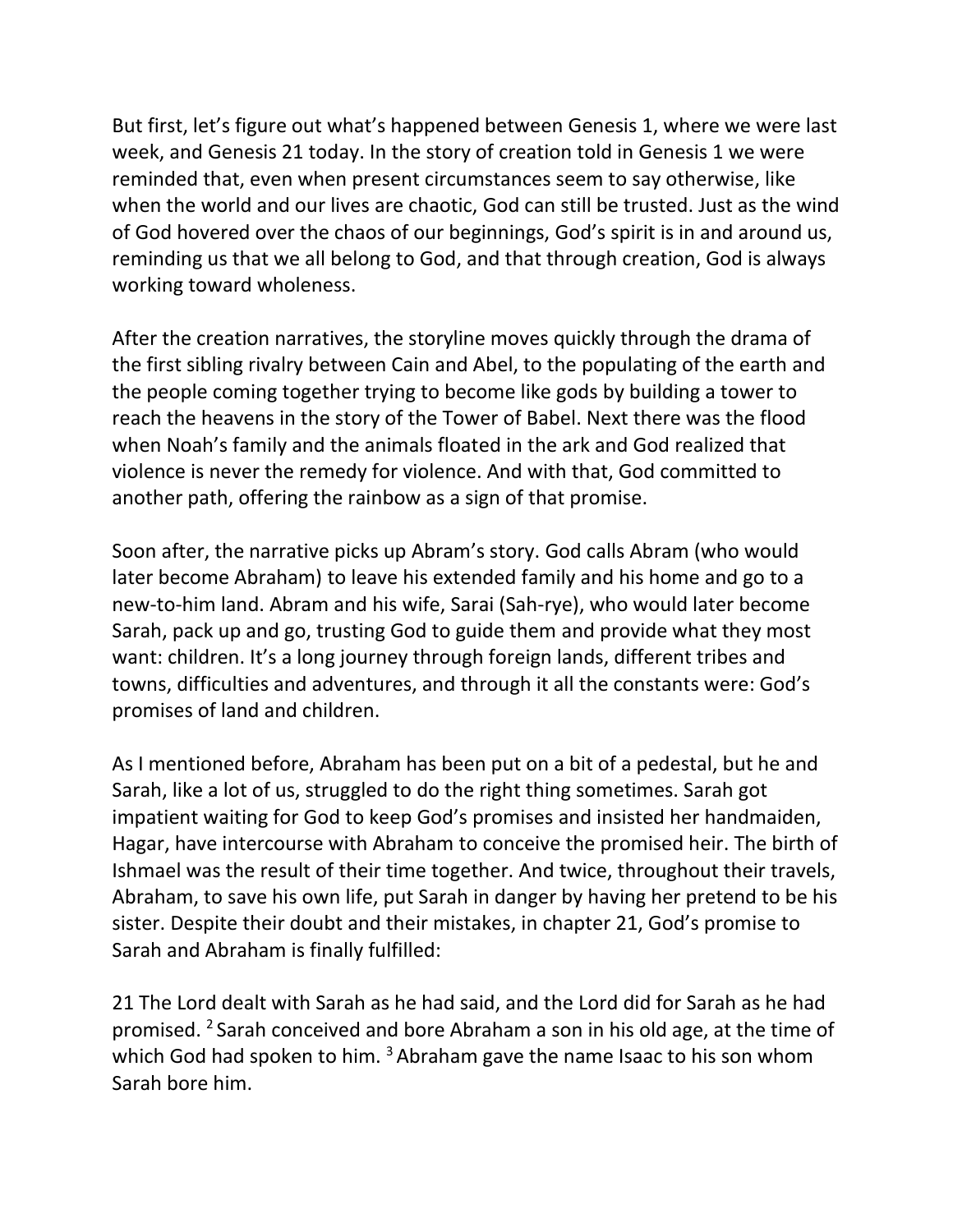But first, let's figure out what's happened between Genesis 1, where we were last week, and Genesis 21 today. In the story of creation told in Genesis 1 we were reminded that, even when present circumstances seem to say otherwise, like when the world and our lives are chaotic, God can still be trusted. Just as the wind of God hovered over the chaos of our beginnings, God's spirit is in and around us, reminding us that we all belong to God, and that through creation, God is always working toward wholeness.

After the creation narratives, the storyline moves quickly through the drama of the first sibling rivalry between Cain and Abel, to the populating of the earth and the people coming together trying to become like gods by building a tower to reach the heavens in the story of the Tower of Babel. Next there was the flood when Noah's family and the animals floated in the ark and God realized that violence is never the remedy for violence. And with that, God committed to another path, offering the rainbow as a sign of that promise.

Soon after, the narrative picks up Abram's story. God calls Abram (who would later become Abraham) to leave his extended family and his home and go to a new-to-him land. Abram and his wife, Sarai (Sah-rye), who would later become Sarah, pack up and go, trusting God to guide them and provide what they most want: children. It's a long journey through foreign lands, different tribes and towns, difficulties and adventures, and through it all the constants were: God's promises of land and children.

As I mentioned before, Abraham has been put on a bit of a pedestal, but he and Sarah, like a lot of us, struggled to do the right thing sometimes. Sarah got impatient waiting for God to keep God's promises and insisted her handmaiden, Hagar, have intercourse with Abraham to conceive the promised heir. The birth of Ishmael was the result of their time together. And twice, throughout their travels, Abraham, to save his own life, put Sarah in danger by having her pretend to be his sister. Despite their doubt and their mistakes, in chapter 21, God's promise to Sarah and Abraham is finally fulfilled:

21 The Lord dealt with Sarah as he had said, and the Lord did for Sarah as he had promised. [2] Sarah conceived and bore Abraham a son in his old age, at the time of which God had spoken to him. [3] Abraham gave the name Isaac to his son whom Sarah bore him.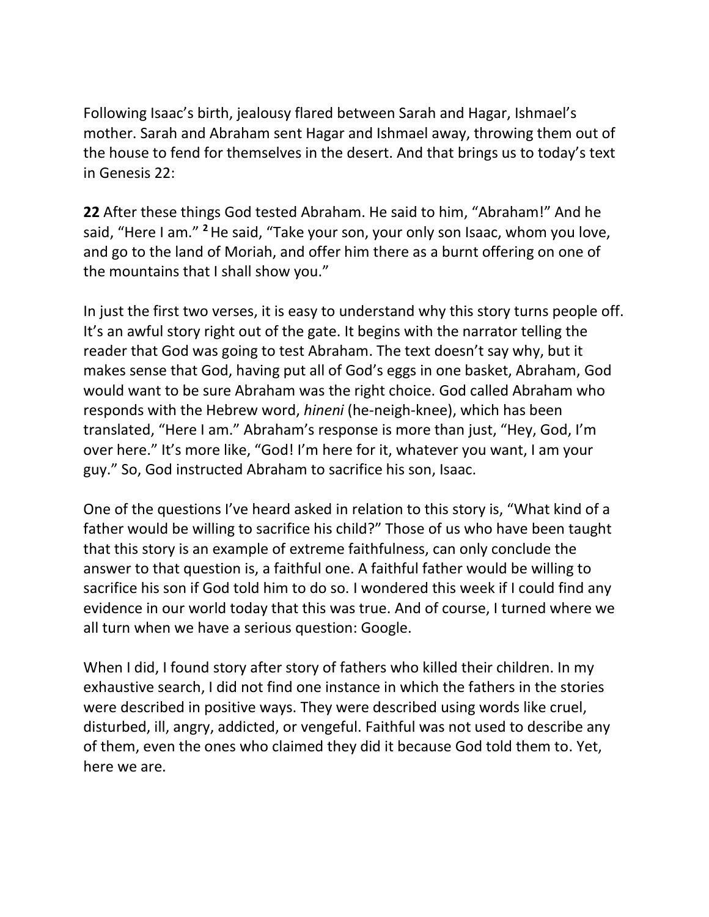Following Isaac's birth, jealousy flared between Sarah and Hagar, Ishmael's mother. Sarah and Abraham sent Hagar and Ishmael away, throwing them out of the house to fend for themselves in the desert. And that brings us to today's text in Genesis 22:

**22** After these things God tested Abraham. He said to him, "Abraham!" And he said, "Here I am." **2** He said, "Take your son, your only son Isaac, whom you love, and go to the land of Moriah, and offer him there as a burnt offering on one of the mountains that I shall show you."

In just the first two verses, it is easy to understand why this story turns people off. It's an awful story right out of the gate. It begins with the narrator telling the reader that God was going to test Abraham. The text doesn't say why, but it makes sense that God, having put all of God's eggs in one basket, Abraham, God would want to be sure Abraham was the right choice. God called Abraham who responds with the Hebrew word, *hineni* (he-neigh-knee), which has been translated, "Here I am." Abraham's response is more than just, "Hey, God, I'm over here." It's more like, "God! I'm here for it, whatever you want, I am your guy." So, God instructed Abraham to sacrifice his son, Isaac.

One of the questions I've heard asked in relation to this story is, "What kind of a father would be willing to sacrifice his child?" Those of us who have been taught that this story is an example of extreme faithfulness, can only conclude the answer to that question is, a faithful one. A faithful father would be willing to sacrifice his son if God told him to do so. I wondered this week if I could find any evidence in our world today that this was true. And of course, I turned where we all turn when we have a serious question: Google.

When I did, I found story after story of fathers who killed their children. In my exhaustive search, I did not find one instance in which the fathers in the stories were described in positive ways. They were described using words like cruel, disturbed, ill, angry, addicted, or vengeful. Faithful was not used to describe any of them, even the ones who claimed they did it because God told them to. Yet, here we are.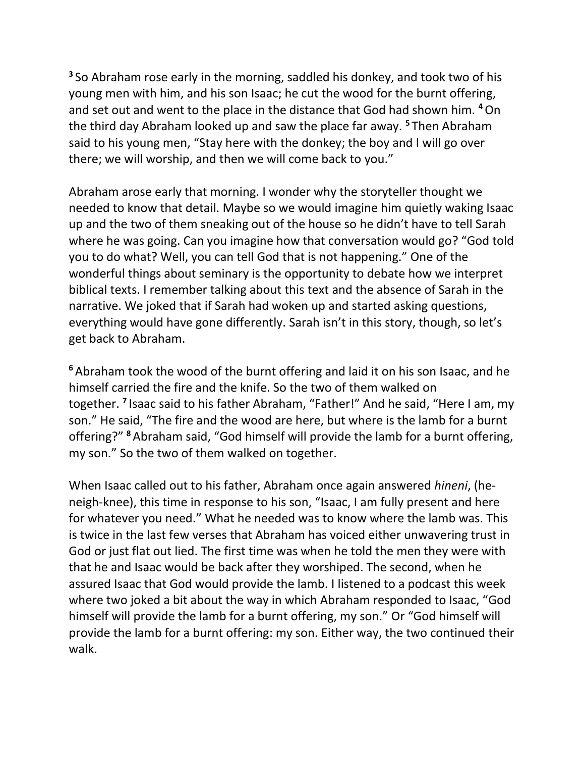[3] So Abraham rose early in the morning, saddled his donkey, and took two of his young men with him, and his son Isaac; he cut the wood for the burnt offering, and set out and went to the place in the distance that God had shown him. [4] On the third day Abraham looked up and saw the place far away. [5] Then Abraham said to his young men, "Stay here with the donkey; the boy and I will go over there; we will worship, and then we will come back to you."

Abraham arose early that morning. I wonder why the storyteller thought we needed to know that detail. Maybe so we would imagine him quietly waking Isaac up and the two of them sneaking out of the house so he didn't have to tell Sarah where he was going. Can you imagine how that conversation would go? "God told you to do what? Well, you can tell God that is not happening." One of the wonderful things about seminary is the opportunity to debate how we interpret biblical texts. I remember talking about this text and the absence of Sarah in the narrative. We joked that if Sarah had woken up and started asking questions, everything would have gone differently. Sarah isn't in this story, though, so let's get back to Abraham.

[6] Abraham took the wood of the burnt offering and laid it on his son Isaac, and he himself carried the fire and the knife. So the two of them walked on together. [7] Isaac said to his father Abraham, "Father!" And he said, "Here I am, my son." He said, "The fire and the wood are here, but where is the lamb for a burnt offering?" [8] Abraham said, "God himself will provide the lamb for a burnt offering, my son." So the two of them walked on together.

When Isaac called out to his father, Abraham once again answered *hineni*, (he-neigh-knee), this time in response to his son, "Isaac, I am fully present and here for whatever you need." What he needed was to know where the lamb was. This is twice in the last few verses that Abraham has voiced either unwavering trust in God or just flat out lied. The first time was when he told the men they were with that he and Isaac would be back after they worshiped. The second, when he assured Isaac that God would provide the lamb. I listened to a podcast this week where two joked a bit about the way in which Abraham responded to Isaac, "God himself will provide the lamb for a burnt offering, my son." Or "God himself will provide the lamb for a burnt offering: my son. Either way, the two continued their walk.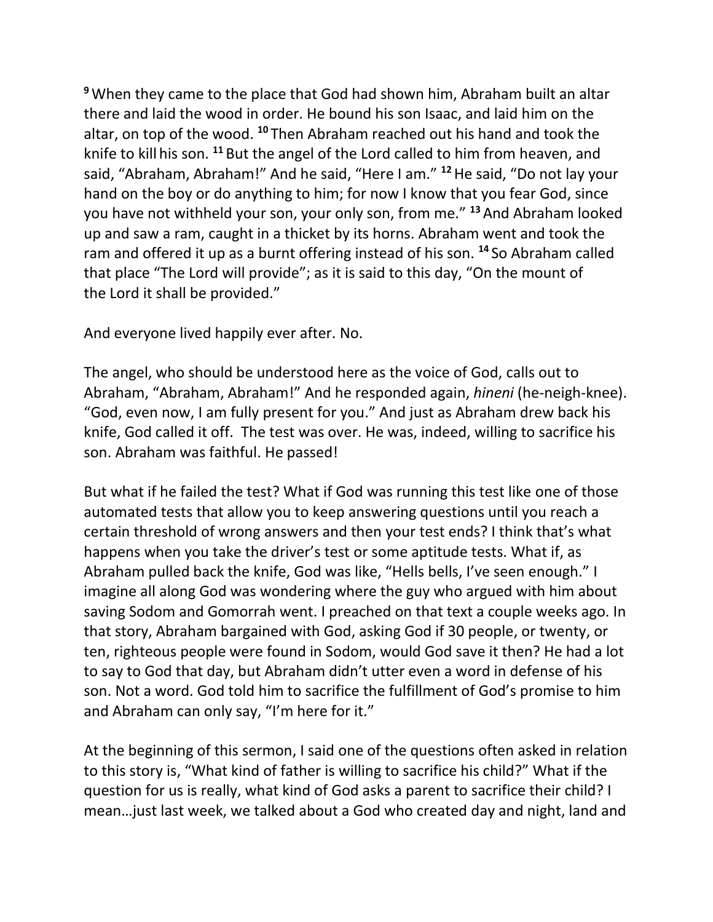[9] When they came to the place that God had shown him, Abraham built an altar there and laid the wood in order. He bound his son Isaac, and laid him on the altar, on top of the wood. [10] Then Abraham reached out his hand and took the knife to kill his son. [11] But the angel of the Lord called to him from heaven, and said, "Abraham, Abraham!" And he said, "Here I am." [12] He said, "Do not lay your hand on the boy or do anything to him; for now I know that you fear God, since you have not withheld your son, your only son, from me." [13] And Abraham looked up and saw a ram, caught in a thicket by its horns. Abraham went and took the ram and offered it up as a burnt offering instead of his son. [14] So Abraham called that place "The Lord will provide"; as it is said to this day, "On the mount of the Lord it shall be provided."

And everyone lived happily ever after. No.

The angel, who should be understood here as the voice of God, calls out to Abraham, "Abraham, Abraham!" And he responded again, *hineni* (he-neigh-knee). "God, even now, I am fully present for you." And just as Abraham drew back his knife, God called it off. The test was over. He was, indeed, willing to sacrifice his son. Abraham was faithful. He passed!

But what if he failed the test? What if God was running this test like one of those automated tests that allow you to keep answering questions until you reach a certain threshold of wrong answers and then your test ends? I think that's what happens when you take the driver's test or some aptitude tests. What if, as Abraham pulled back the knife, God was like, "Hells bells, I've seen enough." I imagine all along God was wondering where the guy who argued with him about saving Sodom and Gomorrah went. I preached on that text a couple weeks ago. In that story, Abraham bargained with God, asking God if 30 people, or twenty, or ten, righteous people were found in Sodom, would God save it then? He had a lot to say to God that day, but Abraham didn't utter even a word in defense of his son. Not a word. God told him to sacrifice the fulfillment of God's promise to him and Abraham can only say, "I'm here for it."

At the beginning of this sermon, I said one of the questions often asked in relation to this story is, "What kind of father is willing to sacrifice his child?" What if the question for us is really, what kind of God asks a parent to sacrifice their child? I mean…just last week, we talked about a God who created day and night, land and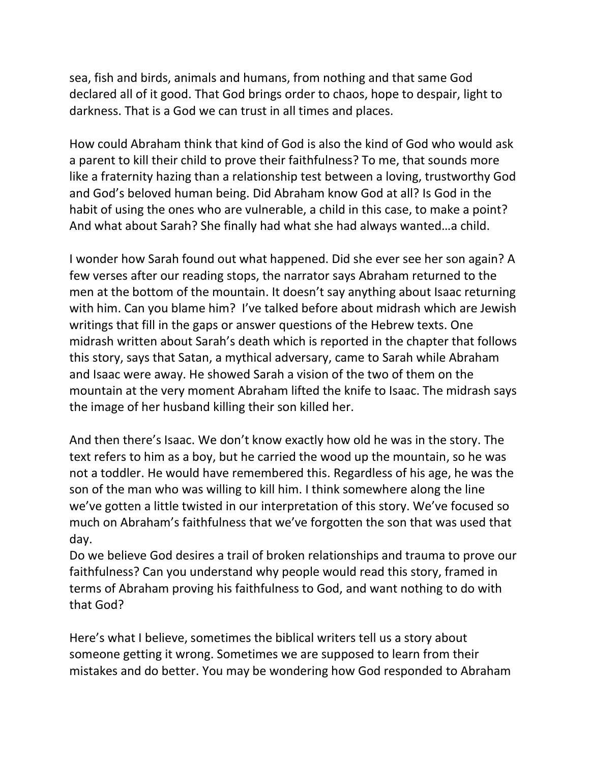sea, fish and birds, animals and humans, from nothing and that same God declared all of it good. That God brings order to chaos, hope to despair, light to darkness. That is a God we can trust in all times and places.

How could Abraham think that kind of God is also the kind of God who would ask a parent to kill their child to prove their faithfulness? To me, that sounds more like a fraternity hazing than a relationship test between a loving, trustworthy God and God's beloved human being. Did Abraham know God at all? Is God in the habit of using the ones who are vulnerable, a child in this case, to make a point? And what about Sarah? She finally had what she had always wanted…a child.

I wonder how Sarah found out what happened. Did she ever see her son again? A few verses after our reading stops, the narrator says Abraham returned to the men at the bottom of the mountain. It doesn't say anything about Isaac returning with him. Can you blame him? I've talked before about midrash which are Jewish writings that fill in the gaps or answer questions of the Hebrew texts. One midrash written about Sarah's death which is reported in the chapter that follows this story, says that Satan, a mythical adversary, came to Sarah while Abraham and Isaac were away. He showed Sarah a vision of the two of them on the mountain at the very moment Abraham lifted the knife to Isaac. The midrash says the image of her husband killing their son killed her.

And then there's Isaac. We don't know exactly how old he was in the story. The text refers to him as a boy, but he carried the wood up the mountain, so he was not a toddler. He would have remembered this. Regardless of his age, he was the son of the man who was willing to kill him. I think somewhere along the line we've gotten a little twisted in our interpretation of this story. We've focused so much on Abraham's faithfulness that we've forgotten the son that was used that day.

Do we believe God desires a trail of broken relationships and trauma to prove our faithfulness? Can you understand why people would read this story, framed in terms of Abraham proving his faithfulness to God, and want nothing to do with that God?

Here's what I believe, sometimes the biblical writers tell us a story about someone getting it wrong. Sometimes we are supposed to learn from their mistakes and do better. You may be wondering how God responded to Abraham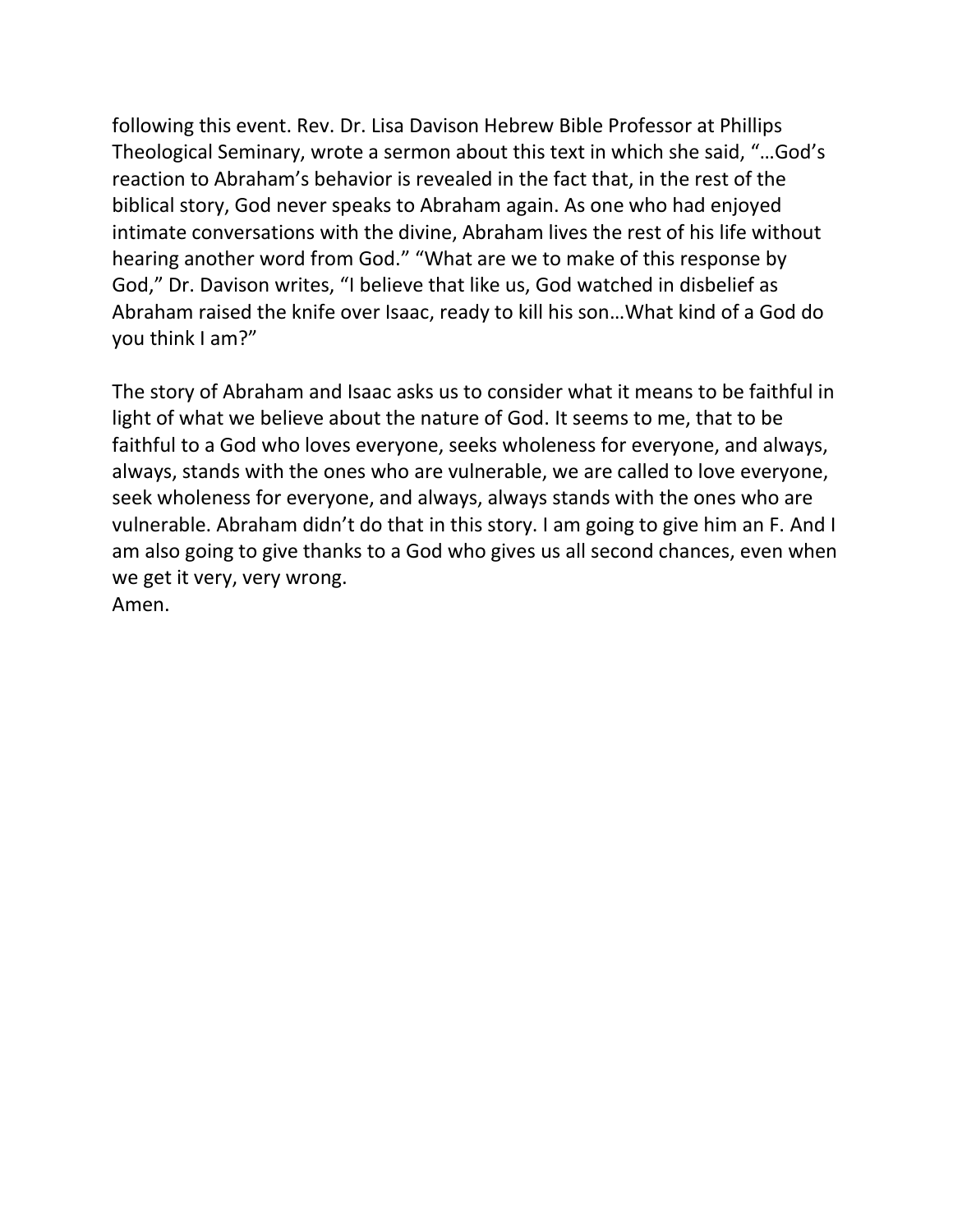following this event. Rev. Dr. Lisa Davison Hebrew Bible Professor at Phillips Theological Seminary, wrote a sermon about this text in which she said, "…God's reaction to Abraham's behavior is revealed in the fact that, in the rest of the biblical story, God never speaks to Abraham again. As one who had enjoyed intimate conversations with the divine, Abraham lives the rest of his life without hearing another word from God." "What are we to make of this response by God," Dr. Davison writes, "I believe that like us, God watched in disbelief as Abraham raised the knife over Isaac, ready to kill his son…What kind of a God do you think I am?"

The story of Abraham and Isaac asks us to consider what it means to be faithful in light of what we believe about the nature of God. It seems to me, that to be faithful to a God who loves everyone, seeks wholeness for everyone, and always, always, stands with the ones who are vulnerable, we are called to love everyone, seek wholeness for everyone, and always, always stands with the ones who are vulnerable. Abraham didn't do that in this story. I am going to give him an F. And I am also going to give thanks to a God who gives us all second chances, even when we get it very, very wrong.
Amen.